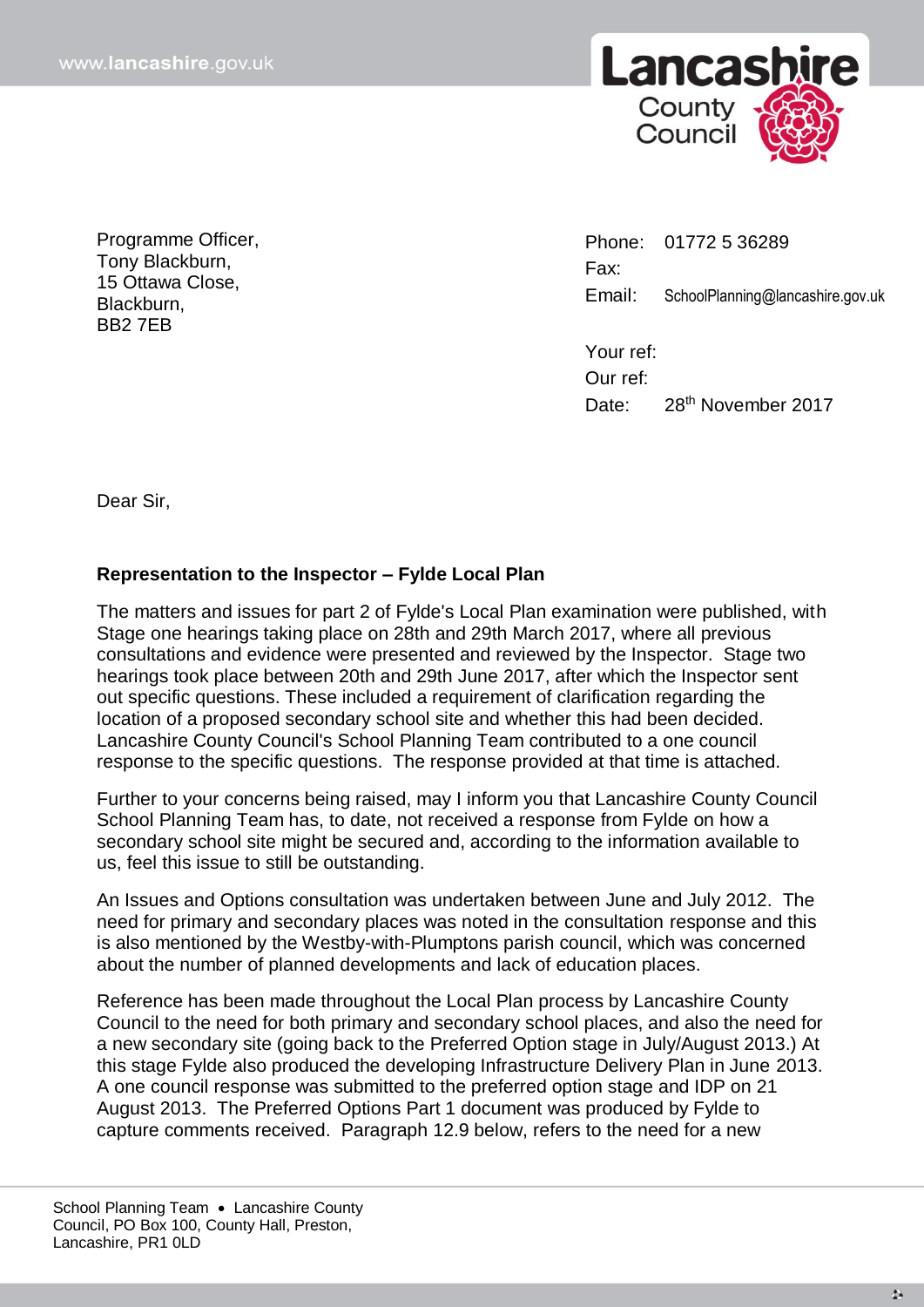Programme Officer,
Tony Blackburn,
15 Ottawa Close,
Blackburn,
BB2 7EB

Phone: 01772 5 36289
Fax:
Email: SchoolPlanning@lancashire.gov.uk

Your ref:
Our ref:
Date: 28th November 2017

Dear Sir,

**Representation to the Inspector – Fylde Local Plan**

The matters and issues for part 2 of Fylde's Local Plan examination were published, with Stage one hearings taking place on 28th and 29th March 2017, where all previous consultations and evidence were presented and reviewed by the Inspector. Stage two hearings took place between 20th and 29th June 2017, after which the Inspector sent out specific questions. These included a requirement of clarification regarding the location of a proposed secondary school site and whether this had been decided. Lancashire County Council's School Planning Team contributed to a one council response to the specific questions. The response provided at that time is attached.

Further to your concerns being raised, may I inform you that Lancashire County Council School Planning Team has, to date, not received a response from Fylde on how a secondary school site might be secured and, according to the information available to us, feel this issue to still be outstanding.

An Issues and Options consultation was undertaken between June and July 2012. The need for primary and secondary places was noted in the consultation response and this is also mentioned by the Westby-with-Plumptons parish council, which was concerned about the number of planned developments and lack of education places.

Reference has been made throughout the Local Plan process by Lancashire County Council to the need for both primary and secondary school places, and also the need for a new secondary site (going back to the Preferred Option stage in July/August 2013.) At this stage Fylde also produced the developing Infrastructure Delivery Plan in June 2013. A one council response was submitted to the preferred option stage and IDP on 21 August 2013. The Preferred Options Part 1 document was produced by Fylde to capture comments received. Paragraph 12.9 below, refers to the need for a new

School Planning Team • Lancashire County Council, PO Box 100, County Hall, Preston, Lancashire, PR1 0LD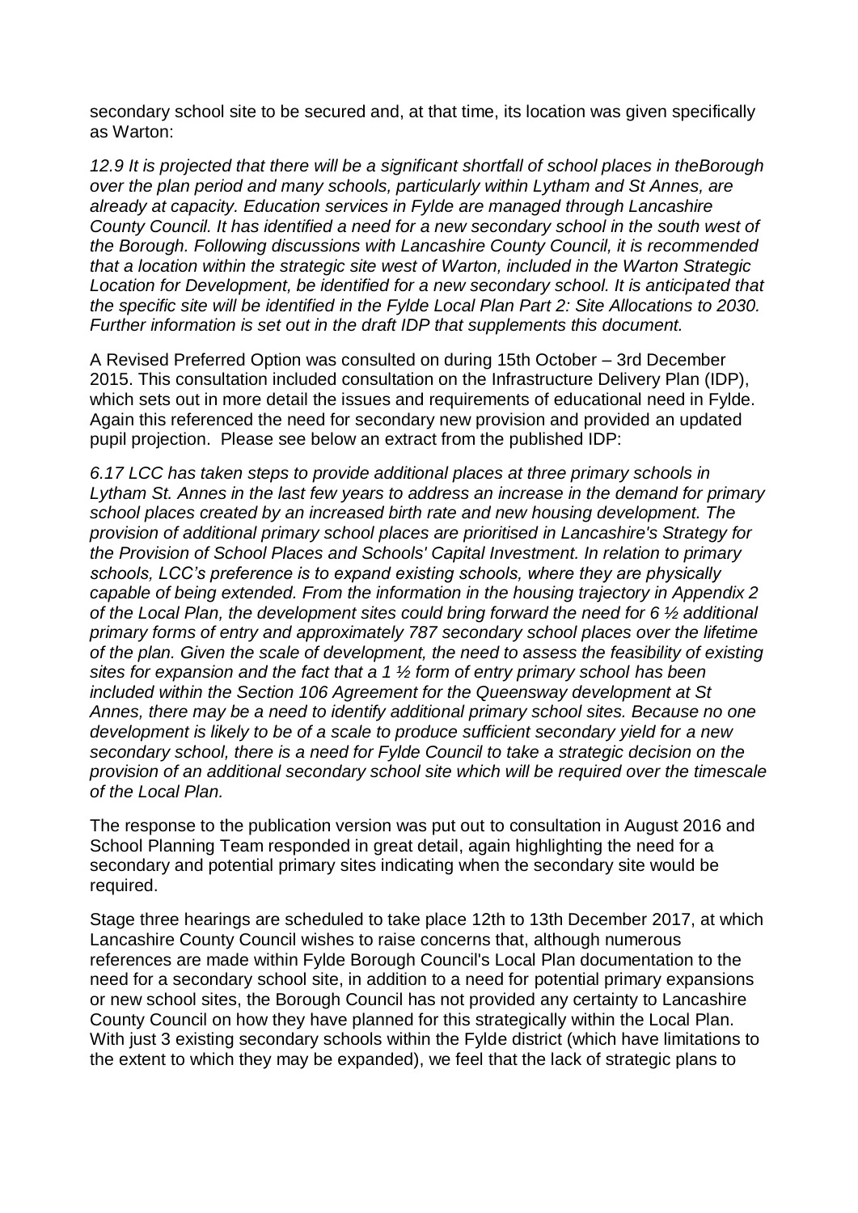secondary school site to be secured and, at that time, its location was given specifically as Warton:

*12.9 It is projected that there will be a significant shortfall of school places in theBorough over the plan period and many schools, particularly within Lytham and St Annes, are already at capacity. Education services in Fylde are managed through Lancashire County Council. It has identified a need for a new secondary school in the south west of the Borough. Following discussions with Lancashire County Council, it is recommended that a location within the strategic site west of Warton, included in the Warton Strategic Location for Development, be identified for a new secondary school. It is anticipated that the specific site will be identified in the Fylde Local Plan Part 2: Site Allocations to 2030. Further information is set out in the draft IDP that supplements this document.*

A Revised Preferred Option was consulted on during 15th October – 3rd December 2015. This consultation included consultation on the Infrastructure Delivery Plan (IDP), which sets out in more detail the issues and requirements of educational need in Fylde. Again this referenced the need for secondary new provision and provided an updated pupil projection. Please see below an extract from the published IDP:

*6.17 LCC has taken steps to provide additional places at three primary schools in Lytham St. Annes in the last few years to address an increase in the demand for primary school places created by an increased birth rate and new housing development. The provision of additional primary school places are prioritised in Lancashire's Strategy for the Provision of School Places and Schools' Capital Investment. In relation to primary schools, LCC's preference is to expand existing schools, where they are physically capable of being extended. From the information in the housing trajectory in Appendix 2 of the Local Plan, the development sites could bring forward the need for 6 ½ additional primary forms of entry and approximately 787 secondary school places over the lifetime of the plan. Given the scale of development, the need to assess the feasibility of existing sites for expansion and the fact that a 1 ½ form of entry primary school has been included within the Section 106 Agreement for the Queensway development at St Annes, there may be a need to identify additional primary school sites. Because no one development is likely to be of a scale to produce sufficient secondary yield for a new secondary school, there is a need for Fylde Council to take a strategic decision on the provision of an additional secondary school site which will be required over the timescale of the Local Plan.*

The response to the publication version was put out to consultation in August 2016 and School Planning Team responded in great detail, again highlighting the need for a secondary and potential primary sites indicating when the secondary site would be required.

Stage three hearings are scheduled to take place 12th to 13th December 2017, at which Lancashire County Council wishes to raise concerns that, although numerous references are made within Fylde Borough Council's Local Plan documentation to the need for a secondary school site, in addition to a need for potential primary expansions or new school sites, the Borough Council has not provided any certainty to Lancashire County Council on how they have planned for this strategically within the Local Plan. With just 3 existing secondary schools within the Fylde district (which have limitations to the extent to which they may be expanded), we feel that the lack of strategic plans to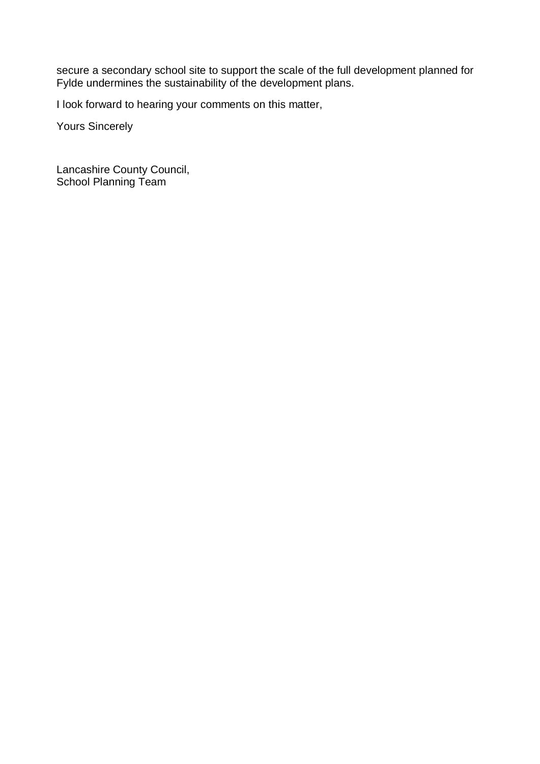secure a secondary school site to support the scale of the full development planned for Fylde undermines the sustainability of the development plans.

I look forward to hearing your comments on this matter,

Yours Sincerely

Lancashire County Council,
School Planning Team